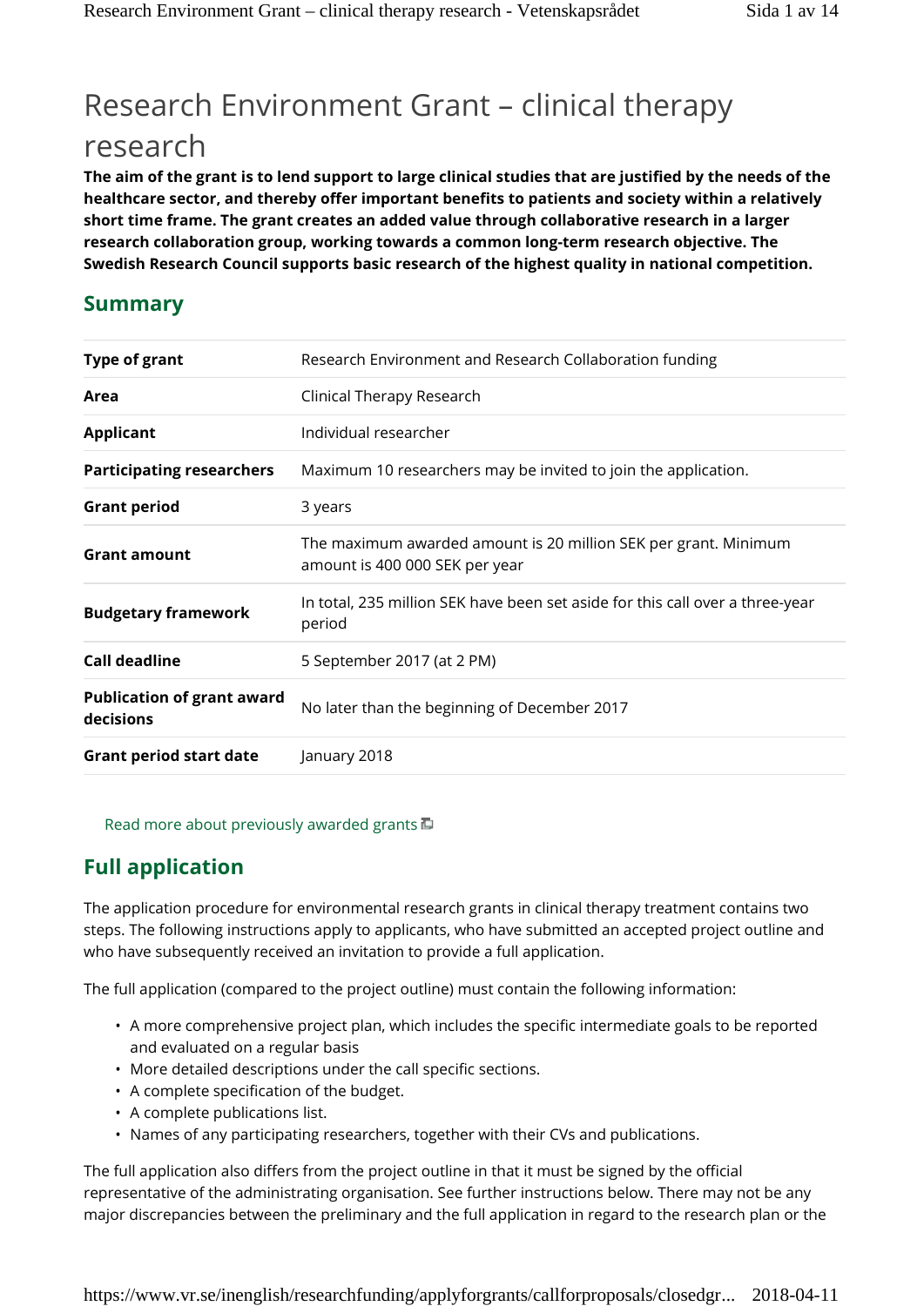# Research Environment Grant – clinical therapy research

**The aim of the grant is to lend support to large clinical studies that are justified by the needs of the healthcare sector, and thereby offer important benefits to patients and society within a relatively short time frame. The grant creates an added value through collaborative research in a larger research collaboration group, working towards a common long-term research objective. The Swedish Research Council supports basic research of the highest quality in national competition.**

## Summary

| | |
|---|---|
| **Type of grant** | Research Environment and Research Collaboration funding |
| **Area** | Clinical Therapy Research |
| **Applicant** | Individual researcher |
| **Participating researchers** | Maximum 10 researchers may be invited to join the application. |
| **Grant period** | 3 years |
| **Grant amount** | The maximum awarded amount is 20 million SEK per grant. Minimum amount is 400 000 SEK per year |
| **Budgetary framework** | In total, 235 million SEK have been set aside for this call over a three-year period |
| **Call deadline** | 5 September 2017 (at 2 PM) |
| **Publication of grant award decisions** | No later than the beginning of December 2017 |
| **Grant period start date** | January 2018 |

Read more about previously awarded grants

## Full application

The application procedure for environmental research grants in clinical therapy treatment contains two steps. The following instructions apply to applicants, who have submitted an accepted project outline and who have subsequently received an invitation to provide a full application.

The full application (compared to the project outline) must contain the following information:

- A more comprehensive project plan, which includes the specific intermediate goals to be reported and evaluated on a regular basis
- More detailed descriptions under the call specific sections.
- A complete specification of the budget.
- A complete publications list.
- Names of any participating researchers, together with their CVs and publications.

The full application also differs from the project outline in that it must be signed by the official representative of the administrating organisation. See further instructions below. There may not be any major discrepancies between the preliminary and the full application in regard to the research plan or the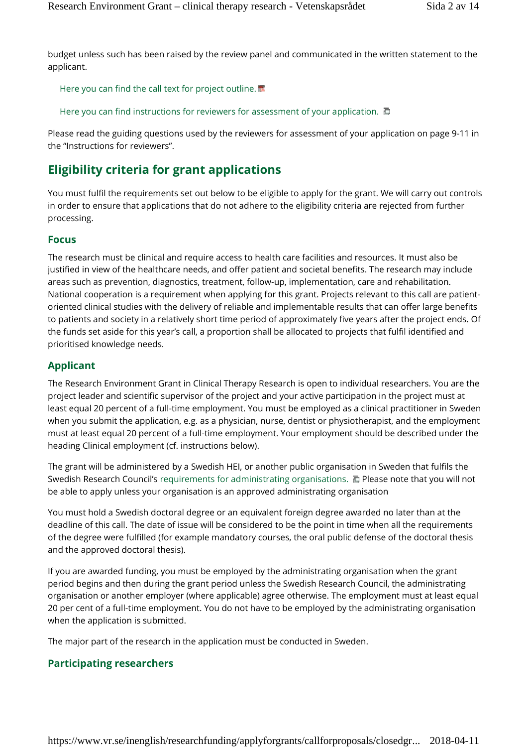budget unless such has been raised by the review panel and communicated in the written statement to the applicant.

Here you can find the call text for project outline.

Here you can find instructions for reviewers for assessment of your application.

Please read the guiding questions used by the reviewers for assessment of your application on page 9-11 in the “Instructions for reviewers”.

## Eligibility criteria for grant applications

You must fulfil the requirements set out below to be eligible to apply for the grant. We will carry out controls in order to ensure that applications that do not adhere to the eligibility criteria are rejected from further processing.

### Focus

The research must be clinical and require access to health care facilities and resources. It must also be justified in view of the healthcare needs, and offer patient and societal benefits. The research may include areas such as prevention, diagnostics, treatment, follow-up, implementation, care and rehabilitation. National cooperation is a requirement when applying for this grant. Projects relevant to this call are patient-oriented clinical studies with the delivery of reliable and implementable results that can offer large benefits to patients and society in a relatively short time period of approximately five years after the project ends. Of the funds set aside for this year’s call, a proportion shall be allocated to projects that fulfil identified and prioritised knowledge needs.

### Applicant

The Research Environment Grant in Clinical Therapy Research is open to individual researchers. You are the project leader and scientific supervisor of the project and your active participation in the project must at least equal 20 percent of a full-time employment. You must be employed as a clinical practitioner in Sweden when you submit the application, e.g. as a physician, nurse, dentist or physiotherapist, and the employment must at least equal 20 percent of a full-time employment. Your employment should be described under the heading Clinical employment (cf. instructions below).

The grant will be administered by a Swedish HEI, or another public organisation in Sweden that fulfils the Swedish Research Council’s requirements for administrating organisations. Please note that you will not be able to apply unless your organisation is an approved administrating organisation

You must hold a Swedish doctoral degree or an equivalent foreign degree awarded no later than at the deadline of this call. The date of issue will be considered to be the point in time when all the requirements of the degree were fulfilled (for example mandatory courses, the oral public defense of the doctoral thesis and the approved doctoral thesis).

If you are awarded funding, you must be employed by the administrating organisation when the grant period begins and then during the grant period unless the Swedish Research Council, the administrating organisation or another employer (where applicable) agree otherwise. The employment must at least equal 20 per cent of a full-time employment. You do not have to be employed by the administrating organisation when the application is submitted.

The major part of the research in the application must be conducted in Sweden.

### Participating researchers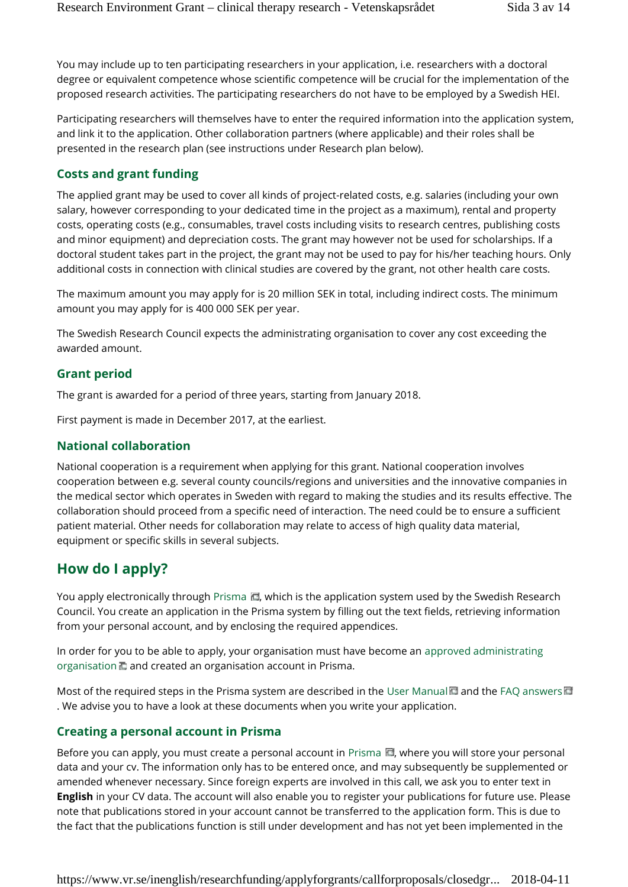You may include up to ten participating researchers in your application, i.e. researchers with a doctoral degree or equivalent competence whose scientific competence will be crucial for the implementation of the proposed research activities. The participating researchers do not have to be employed by a Swedish HEI.

Participating researchers will themselves have to enter the required information into the application system, and link it to the application. Other collaboration partners (where applicable) and their roles shall be presented in the research plan (see instructions under Research plan below).

### Costs and grant funding

The applied grant may be used to cover all kinds of project-related costs, e.g. salaries (including your own salary, however corresponding to your dedicated time in the project as a maximum), rental and property costs, operating costs (e.g., consumables, travel costs including visits to research centres, publishing costs and minor equipment) and depreciation costs. The grant may however not be used for scholarships. If a doctoral student takes part in the project, the grant may not be used to pay for his/her teaching hours. Only additional costs in connection with clinical studies are covered by the grant, not other health care costs.

The maximum amount you may apply for is 20 million SEK in total, including indirect costs. The minimum amount you may apply for is 400 000 SEK per year.

The Swedish Research Council expects the administrating organisation to cover any cost exceeding the awarded amount.

### Grant period

The grant is awarded for a period of three years, starting from January 2018.

First payment is made in December 2017, at the earliest.

### National collaboration

National cooperation is a requirement when applying for this grant. National cooperation involves cooperation between e.g. several county councils/regions and universities and the innovative companies in the medical sector which operates in Sweden with regard to making the studies and its results effective. The collaboration should proceed from a specific need of interaction. The need could be to ensure a sufficient patient material. Other needs for collaboration may relate to access of high quality data material, equipment or specific skills in several subjects.

## How do I apply?

You apply electronically through Prisma, which is the application system used by the Swedish Research Council. You create an application in the Prisma system by filling out the text fields, retrieving information from your personal account, and by enclosing the required appendices.

In order for you to be able to apply, your organisation must have become an approved administrating organisation and created an organisation account in Prisma.

Most of the required steps in the Prisma system are described in the User Manual and the FAQ answers. We advise you to have a look at these documents when you write your application.

### Creating a personal account in Prisma

Before you can apply, you must create a personal account in Prisma, where you will store your personal data and your cv. The information only has to be entered once, and may subsequently be supplemented or amended whenever necessary. Since foreign experts are involved in this call, we ask you to enter text in **English** in your CV data. The account will also enable you to register your publications for future use. Please note that publications stored in your account cannot be transferred to the application form. This is due to the fact that the publications function is still under development and has not yet been implemented in the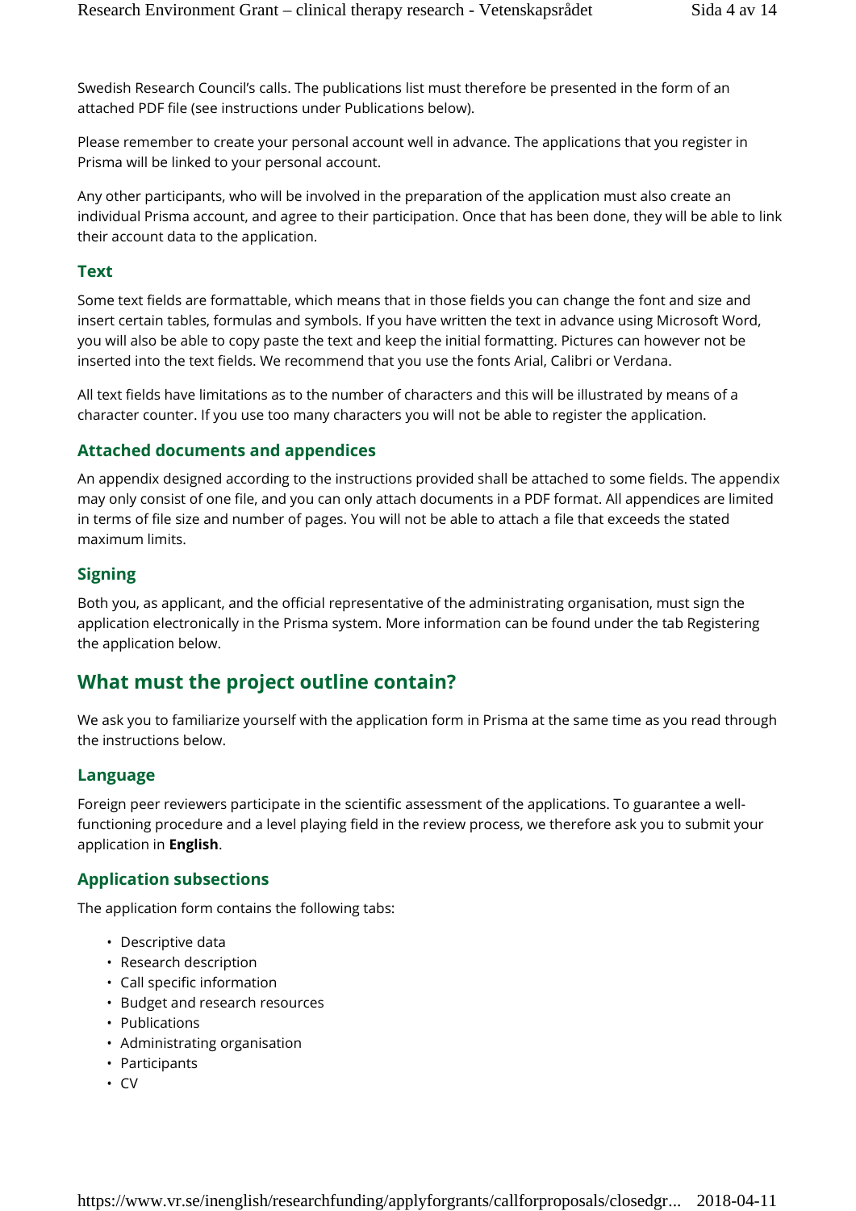Swedish Research Council's calls. The publications list must therefore be presented in the form of an attached PDF file (see instructions under Publications below).

Please remember to create your personal account well in advance. The applications that you register in Prisma will be linked to your personal account.

Any other participants, who will be involved in the preparation of the application must also create an individual Prisma account, and agree to their participation. Once that has been done, they will be able to link their account data to the application.

### Text

Some text fields are formattable, which means that in those fields you can change the font and size and insert certain tables, formulas and symbols. If you have written the text in advance using Microsoft Word, you will also be able to copy paste the text and keep the initial formatting. Pictures can however not be inserted into the text fields. We recommend that you use the fonts Arial, Calibri or Verdana.

All text fields have limitations as to the number of characters and this will be illustrated by means of a character counter. If you use too many characters you will not be able to register the application.

### Attached documents and appendices

An appendix designed according to the instructions provided shall be attached to some fields. The appendix may only consist of one file, and you can only attach documents in a PDF format. All appendices are limited in terms of file size and number of pages. You will not be able to attach a file that exceeds the stated maximum limits.

### Signing

Both you, as applicant, and the official representative of the administrating organisation, must sign the application electronically in the Prisma system. More information can be found under the tab Registering the application below.

## What must the project outline contain?

We ask you to familiarize yourself with the application form in Prisma at the same time as you read through the instructions below.

### Language

Foreign peer reviewers participate in the scientific assessment of the applications. To guarantee a well-functioning procedure and a level playing field in the review process, we therefore ask you to submit your application in **English**.

### Application subsections

The application form contains the following tabs:

- Descriptive data
- Research description
- Call specific information
- Budget and research resources
- Publications
- Administrating organisation
- Participants
- CV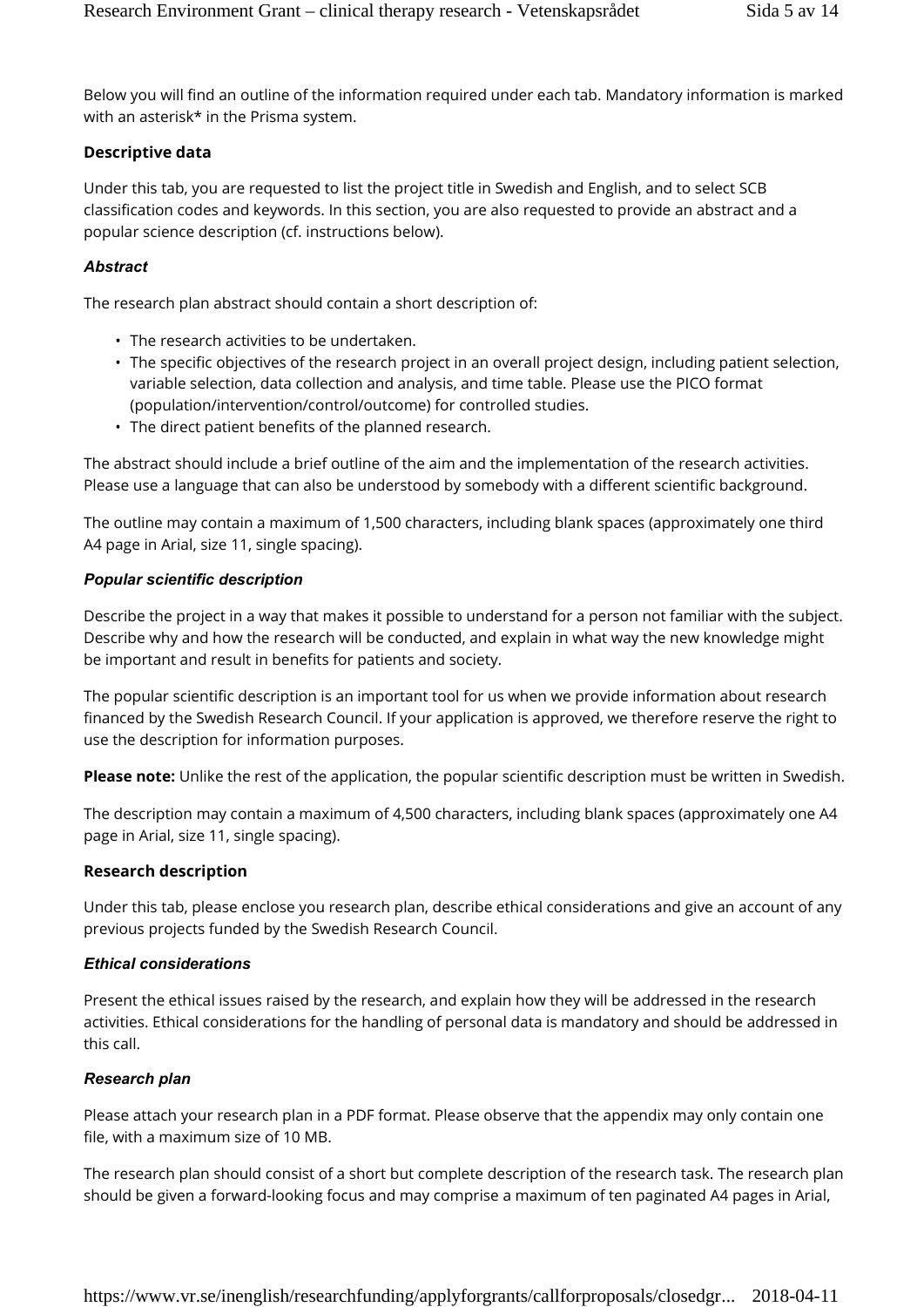Below you will find an outline of the information required under each tab. Mandatory information is marked with an asterisk* in the Prisma system.

## Descriptive data

Under this tab, you are requested to list the project title in Swedish and English, and to select SCB classification codes and keywords. In this section, you are also requested to provide an abstract and a popular science description (cf. instructions below).

### *Abstract*

The research plan abstract should contain a short description of:

- The research activities to be undertaken.
- The specific objectives of the research project in an overall project design, including patient selection, variable selection, data collection and analysis, and time table. Please use the PICO format (population/intervention/control/outcome) for controlled studies.
- The direct patient benefits of the planned research.

The abstract should include a brief outline of the aim and the implementation of the research activities. Please use a language that can also be understood by somebody with a different scientific background.

The outline may contain a maximum of 1,500 characters, including blank spaces (approximately one third A4 page in Arial, size 11, single spacing).

### *Popular scientific description*

Describe the project in a way that makes it possible to understand for a person not familiar with the subject. Describe why and how the research will be conducted, and explain in what way the new knowledge might be important and result in benefits for patients and society.

The popular scientific description is an important tool for us when we provide information about research financed by the Swedish Research Council. If your application is approved, we therefore reserve the right to use the description for information purposes.

**Please note:** Unlike the rest of the application, the popular scientific description must be written in Swedish.

The description may contain a maximum of 4,500 characters, including blank spaces (approximately one A4 page in Arial, size 11, single spacing).

## Research description

Under this tab, please enclose you research plan, describe ethical considerations and give an account of any previous projects funded by the Swedish Research Council.

### *Ethical considerations*

Present the ethical issues raised by the research, and explain how they will be addressed in the research activities. Ethical considerations for the handling of personal data is mandatory and should be addressed in this call.

### *Research plan*

Please attach your research plan in a PDF format. Please observe that the appendix may only contain one file, with a maximum size of 10 MB.

The research plan should consist of a short but complete description of the research task. The research plan should be given a forward-looking focus and may comprise a maximum of ten paginated A4 pages in Arial,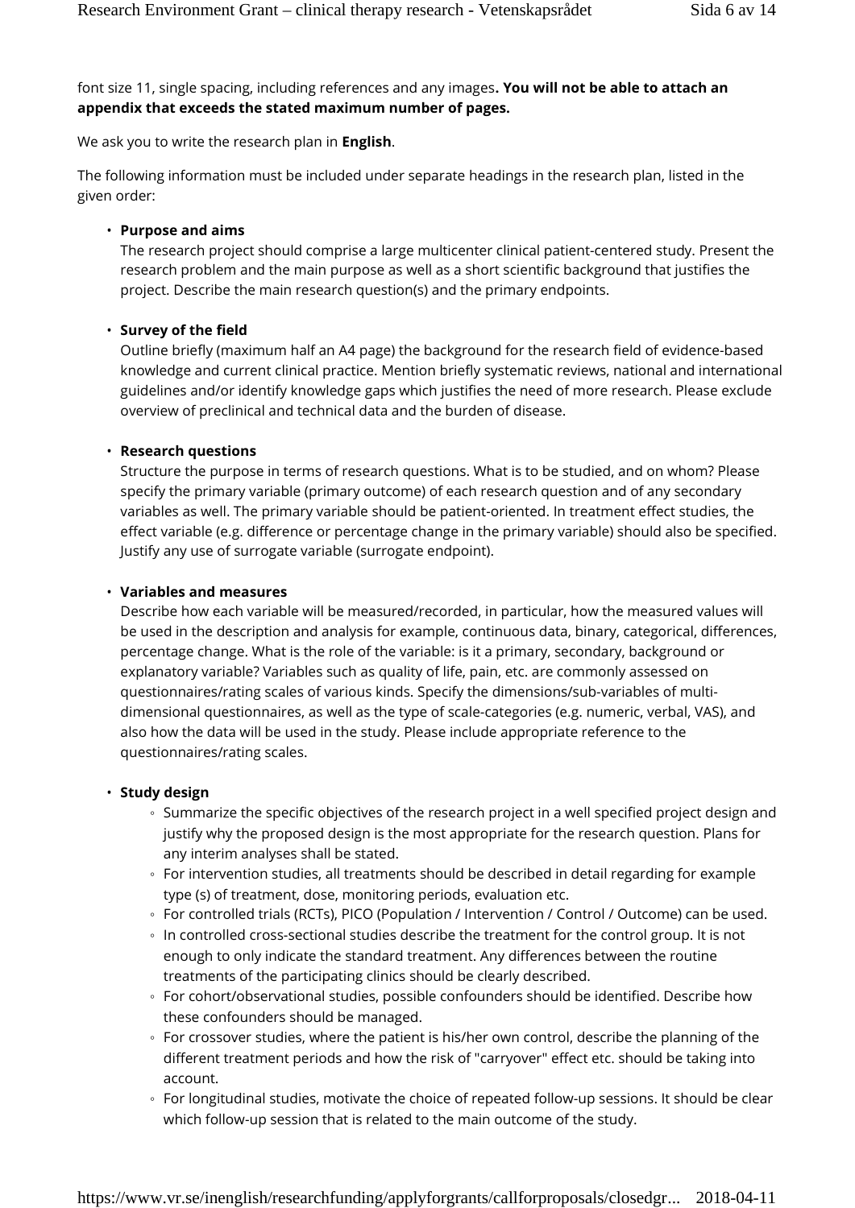font size 11, single spacing, including references and any images**. You will not be able to attach an appendix that exceeds the stated maximum number of pages.**

We ask you to write the research plan in **English**.

The following information must be included under separate headings in the research plan, listed in the given order:

- **Purpose and aims**
  The research project should comprise a large multicenter clinical patient-centered study. Present the research problem and the main purpose as well as a short scientific background that justifies the project. Describe the main research question(s) and the primary endpoints.

- **Survey of the field**
  Outline briefly (maximum half an A4 page) the background for the research field of evidence-based knowledge and current clinical practice. Mention briefly systematic reviews, national and international guidelines and/or identify knowledge gaps which justifies the need of more research. Please exclude overview of preclinical and technical data and the burden of disease.

- **Research questions**
  Structure the purpose in terms of research questions. What is to be studied, and on whom? Please specify the primary variable (primary outcome) of each research question and of any secondary variables as well. The primary variable should be patient-oriented. In treatment effect studies, the effect variable (e.g. difference or percentage change in the primary variable) should also be specified. Justify any use of surrogate variable (surrogate endpoint).

- **Variables and measures**
  Describe how each variable will be measured/recorded, in particular, how the measured values will be used in the description and analysis for example, continuous data, binary, categorical, differences, percentage change. What is the role of the variable: is it a primary, secondary, background or explanatory variable? Variables such as quality of life, pain, etc. are commonly assessed on questionnaires/rating scales of various kinds. Specify the dimensions/sub-variables of multi-dimensional questionnaires, as well as the type of scale-categories (e.g. numeric, verbal, VAS), and also how the data will be used in the study. Please include appropriate reference to the questionnaires/rating scales.

- **Study design**
  - Summarize the specific objectives of the research project in a well specified project design and justify why the proposed design is the most appropriate for the research question. Plans for any interim analyses shall be stated.
  - For intervention studies, all treatments should be described in detail regarding for example type (s) of treatment, dose, monitoring periods, evaluation etc.
  - For controlled trials (RCTs), PICO (Population / Intervention / Control / Outcome) can be used.
  - In controlled cross-sectional studies describe the treatment for the control group. It is not enough to only indicate the standard treatment. Any differences between the routine treatments of the participating clinics should be clearly described.
  - For cohort/observational studies, possible confounders should be identified. Describe how these confounders should be managed.
  - For crossover studies, where the patient is his/her own control, describe the planning of the different treatment periods and how the risk of "carryover" effect etc. should be taking into account.
  - For longitudinal studies, motivate the choice of repeated follow-up sessions. It should be clear which follow-up session that is related to the main outcome of the study.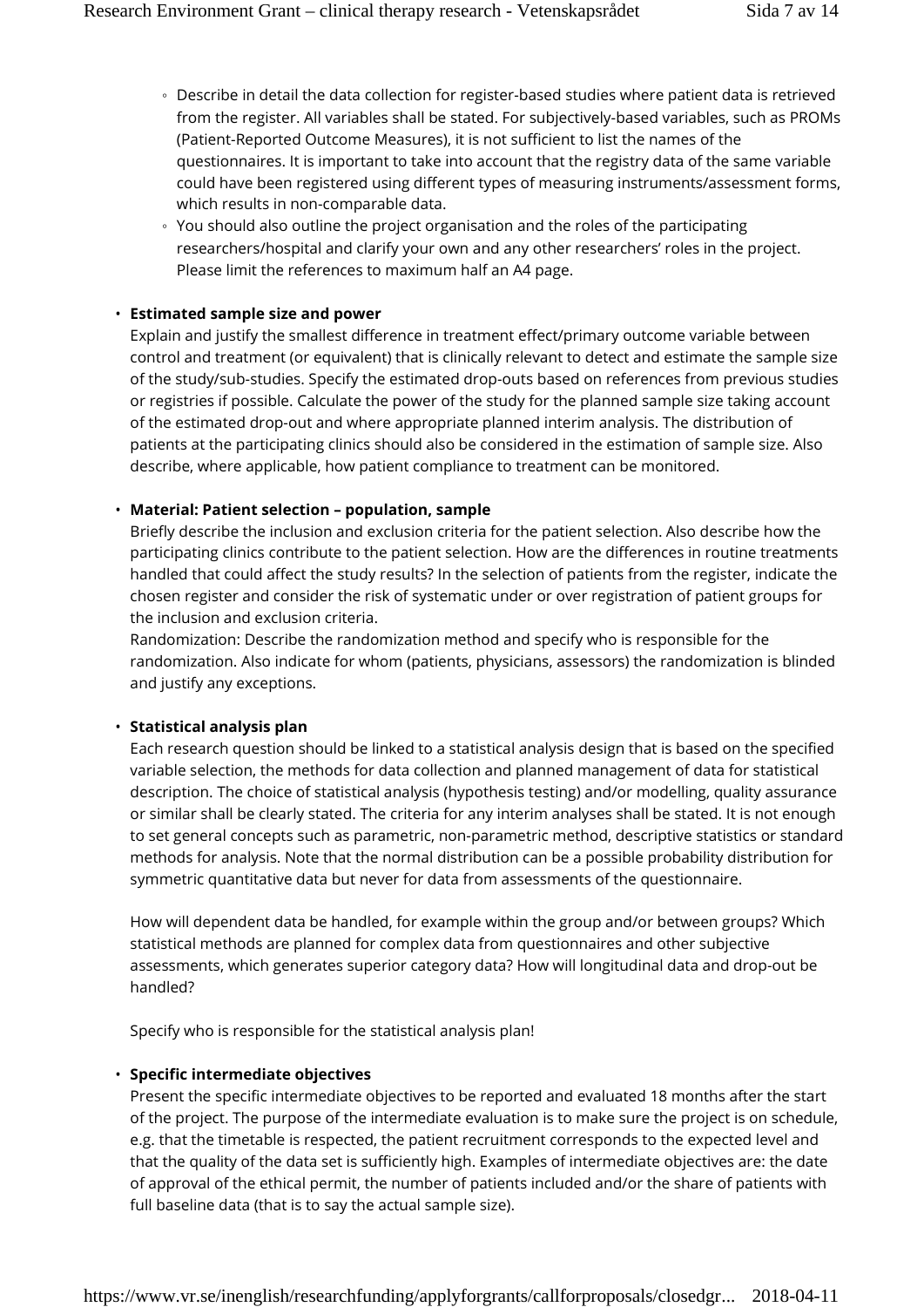- Describe in detail the data collection for register-based studies where patient data is retrieved from the register. All variables shall be stated. For subjectively-based variables, such as PROMs (Patient-Reported Outcome Measures), it is not sufficient to list the names of the questionnaires. It is important to take into account that the registry data of the same variable could have been registered using different types of measuring instruments/assessment forms, which results in non-comparable data.
- You should also outline the project organisation and the roles of the participating researchers/hospital and clarify your own and any other researchers' roles in the project. Please limit the references to maximum half an A4 page.

- **Estimated sample size and power**
  Explain and justify the smallest difference in treatment effect/primary outcome variable between control and treatment (or equivalent) that is clinically relevant to detect and estimate the sample size of the study/sub-studies. Specify the estimated drop-outs based on references from previous studies or registries if possible. Calculate the power of the study for the planned sample size taking account of the estimated drop-out and where appropriate planned interim analysis. The distribution of patients at the participating clinics should also be considered in the estimation of sample size. Also describe, where applicable, how patient compliance to treatment can be monitored.

- **Material: Patient selection – population, sample**
  Briefly describe the inclusion and exclusion criteria for the patient selection. Also describe how the participating clinics contribute to the patient selection. How are the differences in routine treatments handled that could affect the study results? In the selection of patients from the register, indicate the chosen register and consider the risk of systematic under or over registration of patient groups for the inclusion and exclusion criteria.
  Randomization: Describe the randomization method and specify who is responsible for the randomization. Also indicate for whom (patients, physicians, assessors) the randomization is blinded and justify any exceptions.

- **Statistical analysis plan**
  Each research question should be linked to a statistical analysis design that is based on the specified variable selection, the methods for data collection and planned management of data for statistical description. The choice of statistical analysis (hypothesis testing) and/or modelling, quality assurance or similar shall be clearly stated. The criteria for any interim analyses shall be stated. It is not enough to set general concepts such as parametric, non-parametric method, descriptive statistics or standard methods for analysis. Note that the normal distribution can be a possible probability distribution for symmetric quantitative data but never for data from assessments of the questionnaire.

  How will dependent data be handled, for example within the group and/or between groups? Which statistical methods are planned for complex data from questionnaires and other subjective assessments, which generates superior category data? How will longitudinal data and drop-out be handled?

  Specify who is responsible for the statistical analysis plan!

- **Specific intermediate objectives**
  Present the specific intermediate objectives to be reported and evaluated 18 months after the start of the project. The purpose of the intermediate evaluation is to make sure the project is on schedule, e.g. that the timetable is respected, the patient recruitment corresponds to the expected level and that the quality of the data set is sufficiently high. Examples of intermediate objectives are: the date of approval of the ethical permit, the number of patients included and/or the share of patients with full baseline data (that is to say the actual sample size).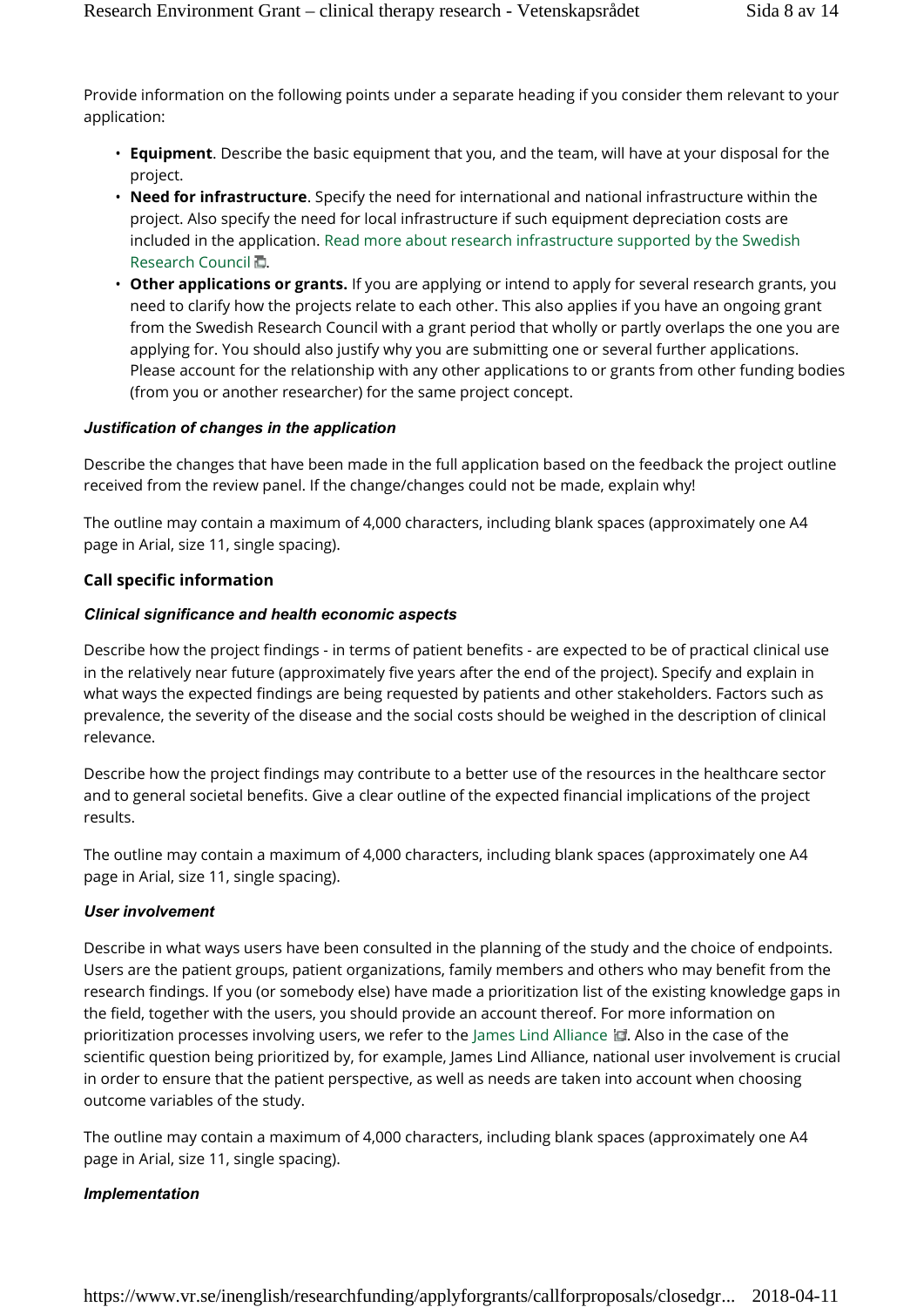Provide information on the following points under a separate heading if you consider them relevant to your application:

- **Equipment**. Describe the basic equipment that you, and the team, will have at your disposal for the project.
- **Need for infrastructure**. Specify the need for international and national infrastructure within the project. Also specify the need for local infrastructure if such equipment depreciation costs are included in the application. Read more about research infrastructure supported by the Swedish Research Council.
- **Other applications or grants.** If you are applying or intend to apply for several research grants, you need to clarify how the projects relate to each other. This also applies if you have an ongoing grant from the Swedish Research Council with a grant period that wholly or partly overlaps the one you are applying for. You should also justify why you are submitting one or several further applications. Please account for the relationship with any other applications to or grants from other funding bodies (from you or another researcher) for the same project concept.

***Justification of changes in the application***

Describe the changes that have been made in the full application based on the feedback the project outline received from the review panel. If the change/changes could not be made, explain why!

The outline may contain a maximum of 4,000 characters, including blank spaces (approximately one A4 page in Arial, size 11, single spacing).

## Call specific information

***Clinical significance and health economic aspects***

Describe how the project findings - in terms of patient benefits - are expected to be of practical clinical use in the relatively near future (approximately five years after the end of the project). Specify and explain in what ways the expected findings are being requested by patients and other stakeholders. Factors such as prevalence, the severity of the disease and the social costs should be weighed in the description of clinical relevance.

Describe how the project findings may contribute to a better use of the resources in the healthcare sector and to general societal benefits. Give a clear outline of the expected financial implications of the project results.

The outline may contain a maximum of 4,000 characters, including blank spaces (approximately one A4 page in Arial, size 11, single spacing).

***User involvement***

Describe in what ways users have been consulted in the planning of the study and the choice of endpoints. Users are the patient groups, patient organizations, family members and others who may benefit from the research findings. If you (or somebody else) have made a prioritization list of the existing knowledge gaps in the field, together with the users, you should provide an account thereof. For more information on prioritization processes involving users, we refer to the James Lind Alliance. Also in the case of the scientific question being prioritized by, for example, James Lind Alliance, national user involvement is crucial in order to ensure that the patient perspective, as well as needs are taken into account when choosing outcome variables of the study.

The outline may contain a maximum of 4,000 characters, including blank spaces (approximately one A4 page in Arial, size 11, single spacing).

***Implementation***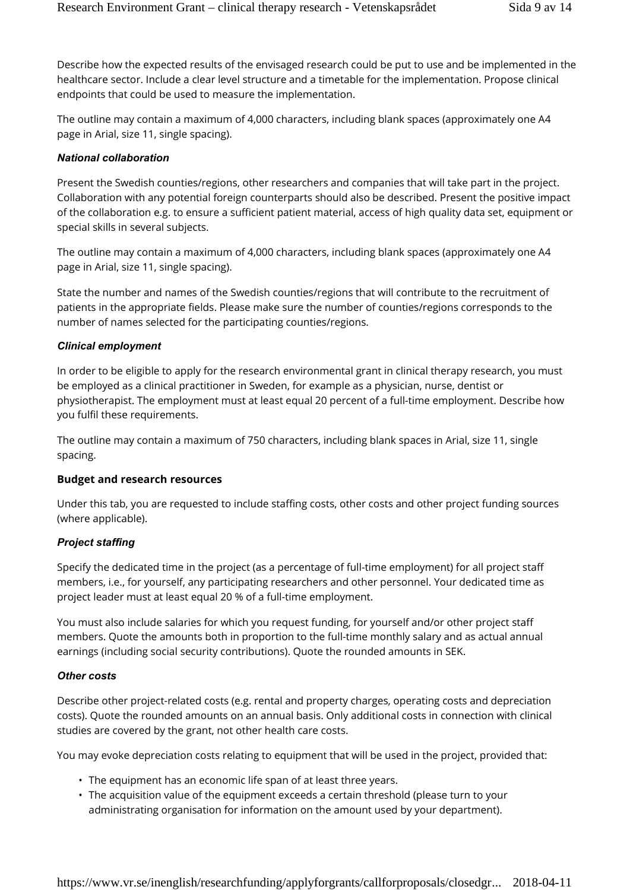Describe how the expected results of the envisaged research could be put to use and be implemented in the healthcare sector. Include a clear level structure and a timetable for the implementation. Propose clinical endpoints that could be used to measure the implementation.

The outline may contain a maximum of 4,000 characters, including blank spaces (approximately one A4 page in Arial, size 11, single spacing).

#### *National collaboration*

Present the Swedish counties/regions, other researchers and companies that will take part in the project. Collaboration with any potential foreign counterparts should also be described. Present the positive impact of the collaboration e.g. to ensure a sufficient patient material, access of high quality data set, equipment or special skills in several subjects.

The outline may contain a maximum of 4,000 characters, including blank spaces (approximately one A4 page in Arial, size 11, single spacing).

State the number and names of the Swedish counties/regions that will contribute to the recruitment of patients in the appropriate fields. Please make sure the number of counties/regions corresponds to the number of names selected for the participating counties/regions.

#### *Clinical employment*

In order to be eligible to apply for the research environmental grant in clinical therapy research, you must be employed as a clinical practitioner in Sweden, for example as a physician, nurse, dentist or physiotherapist. The employment must at least equal 20 percent of a full-time employment. Describe how you fulfil these requirements.

The outline may contain a maximum of 750 characters, including blank spaces in Arial, size 11, single spacing.

### Budget and research resources

Under this tab, you are requested to include staffing costs, other costs and other project funding sources (where applicable).

#### *Project staffing*

Specify the dedicated time in the project (as a percentage of full-time employment) for all project staff members, i.e., for yourself, any participating researchers and other personnel. Your dedicated time as project leader must at least equal 20 % of a full-time employment.

You must also include salaries for which you request funding, for yourself and/or other project staff members. Quote the amounts both in proportion to the full-time monthly salary and as actual annual earnings (including social security contributions). Quote the rounded amounts in SEK.

#### *Other costs*

Describe other project-related costs (e.g. rental and property charges, operating costs and depreciation costs). Quote the rounded amounts on an annual basis. Only additional costs in connection with clinical studies are covered by the grant, not other health care costs.

You may evoke depreciation costs relating to equipment that will be used in the project, provided that:

- The equipment has an economic life span of at least three years.
- The acquisition value of the equipment exceeds a certain threshold (please turn to your administrating organisation for information on the amount used by your department).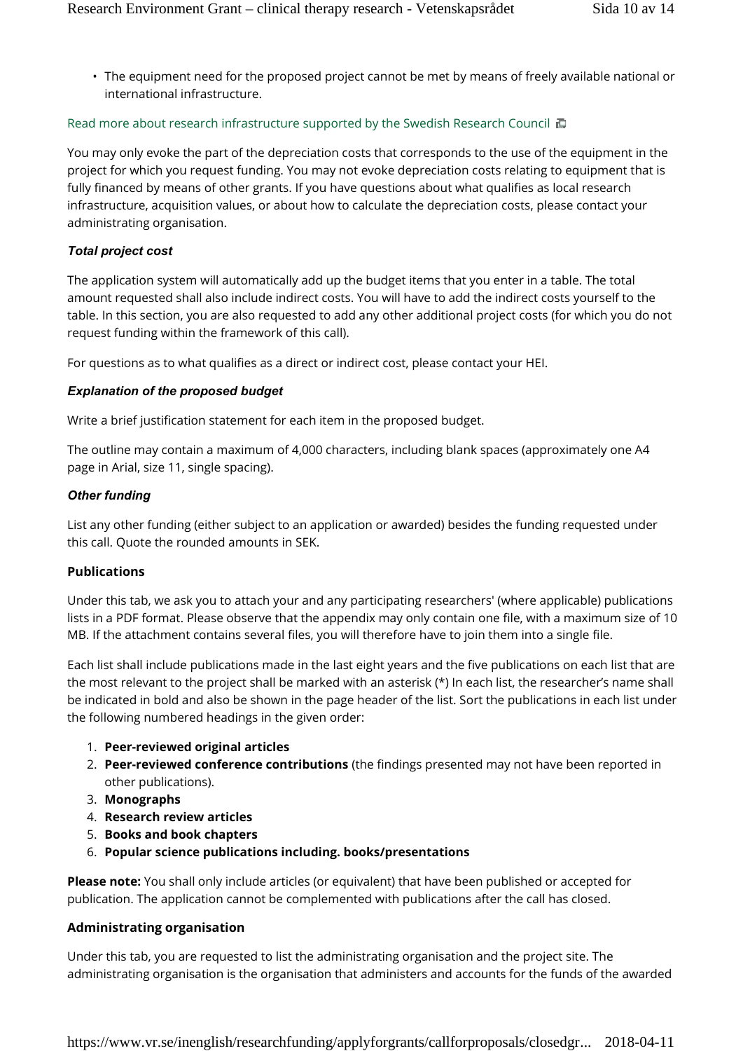- The equipment need for the proposed project cannot be met by means of freely available national or international infrastructure.

Read more about research infrastructure supported by the Swedish Research Council

You may only evoke the part of the depreciation costs that corresponds to the use of the equipment in the project for which you request funding. You may not evoke depreciation costs relating to equipment that is fully financed by means of other grants. If you have questions about what qualifies as local research infrastructure, acquisition values, or about how to calculate the depreciation costs, please contact your administrating organisation.

***Total project cost***

The application system will automatically add up the budget items that you enter in a table. The total amount requested shall also include indirect costs. You will have to add the indirect costs yourself to the table. In this section, you are also requested to add any other additional project costs (for which you do not request funding within the framework of this call).

For questions as to what qualifies as a direct or indirect cost, please contact your HEI.

***Explanation of the proposed budget***

Write a brief justification statement for each item in the proposed budget.

The outline may contain a maximum of 4,000 characters, including blank spaces (approximately one A4 page in Arial, size 11, single spacing).

***Other funding***

List any other funding (either subject to an application or awarded) besides the funding requested under this call. Quote the rounded amounts in SEK.

### Publications

Under this tab, we ask you to attach your and any participating researchers' (where applicable) publications lists in a PDF format. Please observe that the appendix may only contain one file, with a maximum size of 10 MB. If the attachment contains several files, you will therefore have to join them into a single file.

Each list shall include publications made in the last eight years and the five publications on each list that are the most relevant to the project shall be marked with an asterisk (*) In each list, the researcher's name shall be indicated in bold and also be shown in the page header of the list. Sort the publications in each list under the following numbered headings in the given order:

1. **Peer-reviewed original articles**
2. **Peer-reviewed conference contributions** (the findings presented may not have been reported in other publications).
3. **Monographs**
4. **Research review articles**
5. **Books and book chapters**
6. **Popular science publications including. books/presentations**

**Please note:** You shall only include articles (or equivalent) that have been published or accepted for publication. The application cannot be complemented with publications after the call has closed.

### Administrating organisation

Under this tab, you are requested to list the administrating organisation and the project site. The administrating organisation is the organisation that administers and accounts for the funds of the awarded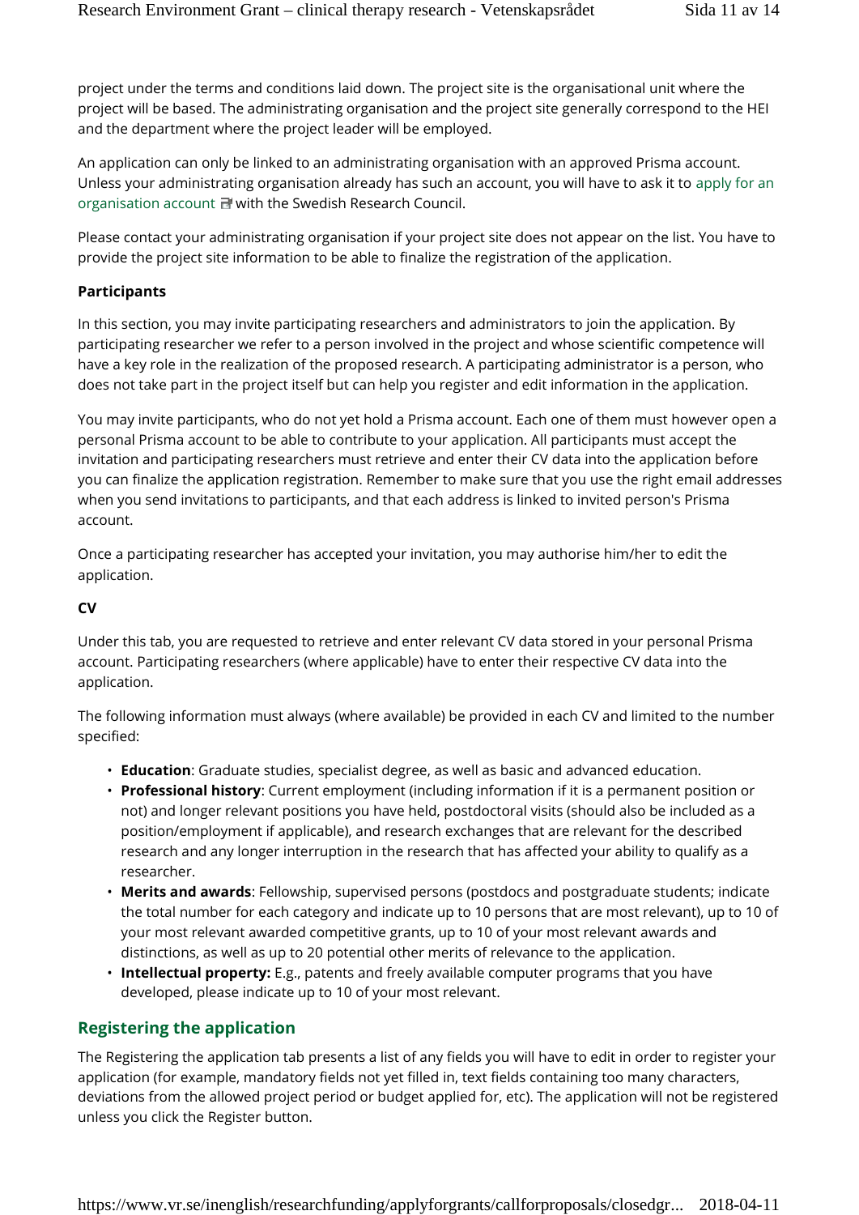project under the terms and conditions laid down. The project site is the organisational unit where the project will be based. The administrating organisation and the project site generally correspond to the HEI and the department where the project leader will be employed.

An application can only be linked to an administrating organisation with an approved Prisma account. Unless your administrating organisation already has such an account, you will have to ask it to apply for an organisation account with the Swedish Research Council.

Please contact your administrating organisation if your project site does not appear on the list. You have to provide the project site information to be able to finalize the registration of the application.

**Participants**

In this section, you may invite participating researchers and administrators to join the application. By participating researcher we refer to a person involved in the project and whose scientific competence will have a key role in the realization of the proposed research. A participating administrator is a person, who does not take part in the project itself but can help you register and edit information in the application.

You may invite participants, who do not yet hold a Prisma account. Each one of them must however open a personal Prisma account to be able to contribute to your application. All participants must accept the invitation and participating researchers must retrieve and enter their CV data into the application before you can finalize the application registration. Remember to make sure that you use the right email addresses when you send invitations to participants, and that each address is linked to invited person's Prisma account.

Once a participating researcher has accepted your invitation, you may authorise him/her to edit the application.

**CV**

Under this tab, you are requested to retrieve and enter relevant CV data stored in your personal Prisma account. Participating researchers (where applicable) have to enter their respective CV data into the application.

The following information must always (where available) be provided in each CV and limited to the number specified:

- **Education**: Graduate studies, specialist degree, as well as basic and advanced education.
- **Professional history**: Current employment (including information if it is a permanent position or not) and longer relevant positions you have held, postdoctoral visits (should also be included as a position/employment if applicable), and research exchanges that are relevant for the described research and any longer interruption in the research that has affected your ability to qualify as a researcher.
- **Merits and awards**: Fellowship, supervised persons (postdocs and postgraduate students; indicate the total number for each category and indicate up to 10 persons that are most relevant), up to 10 of your most relevant awarded competitive grants, up to 10 of your most relevant awards and distinctions, as well as up to 20 potential other merits of relevance to the application.
- **Intellectual property:** E.g., patents and freely available computer programs that you have developed, please indicate up to 10 of your most relevant.

## Registering the application

The Registering the application tab presents a list of any fields you will have to edit in order to register your application (for example, mandatory fields not yet filled in, text fields containing too many characters, deviations from the allowed project period or budget applied for, etc). The application will not be registered unless you click the Register button.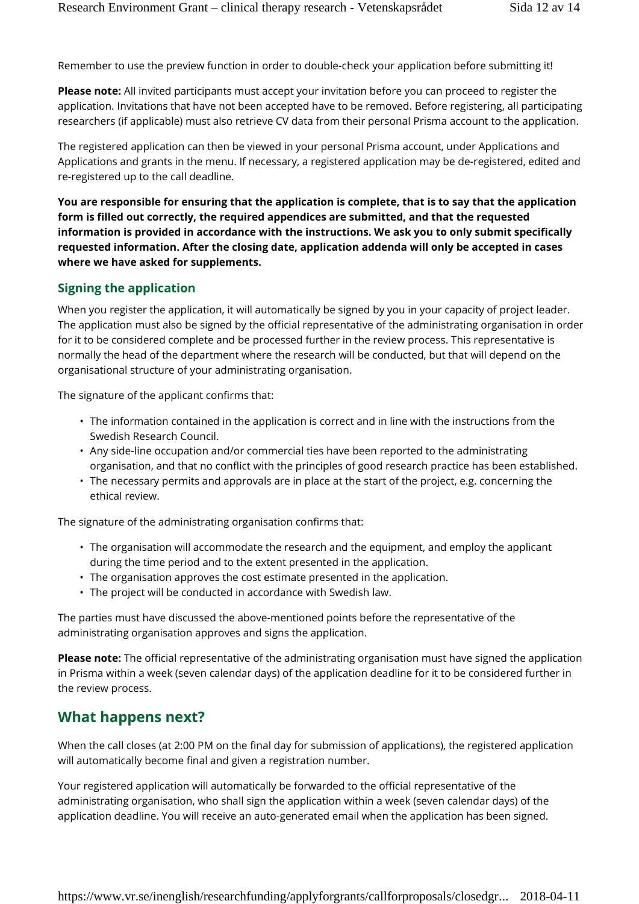Remember to use the preview function in order to double-check your application before submitting it!

**Please note:** All invited participants must accept your invitation before you can proceed to register the application. Invitations that have not been accepted have to be removed. Before registering, all participating researchers (if applicable) must also retrieve CV data from their personal Prisma account to the application.

The registered application can then be viewed in your personal Prisma account, under Applications and Applications and grants in the menu. If necessary, a registered application may be de-registered, edited and re-registered up to the call deadline.

**You are responsible for ensuring that the application is complete, that is to say that the application form is filled out correctly, the required appendices are submitted, and that the requested information is provided in accordance with the instructions. We ask you to only submit specifically requested information. After the closing date, application addenda will only be accepted in cases where we have asked for supplements.**

### Signing the application

When you register the application, it will automatically be signed by you in your capacity of project leader. The application must also be signed by the official representative of the administrating organisation in order for it to be considered complete and be processed further in the review process. This representative is normally the head of the department where the research will be conducted, but that will depend on the organisational structure of your administrating organisation.

The signature of the applicant confirms that:

- The information contained in the application is correct and in line with the instructions from the Swedish Research Council.
- Any side-line occupation and/or commercial ties have been reported to the administrating organisation, and that no conflict with the principles of good research practice has been established.
- The necessary permits and approvals are in place at the start of the project, e.g. concerning the ethical review.

The signature of the administrating organisation confirms that:

- The organisation will accommodate the research and the equipment, and employ the applicant during the time period and to the extent presented in the application.
- The organisation approves the cost estimate presented in the application.
- The project will be conducted in accordance with Swedish law.

The parties must have discussed the above-mentioned points before the representative of the administrating organisation approves and signs the application.

**Please note:** The official representative of the administrating organisation must have signed the application in Prisma within a week (seven calendar days) of the application deadline for it to be considered further in the review process.

## What happens next?

When the call closes (at 2:00 PM on the final day for submission of applications), the registered application will automatically become final and given a registration number.

Your registered application will automatically be forwarded to the official representative of the administrating organisation, who shall sign the application within a week (seven calendar days) of the application deadline. You will receive an auto-generated email when the application has been signed.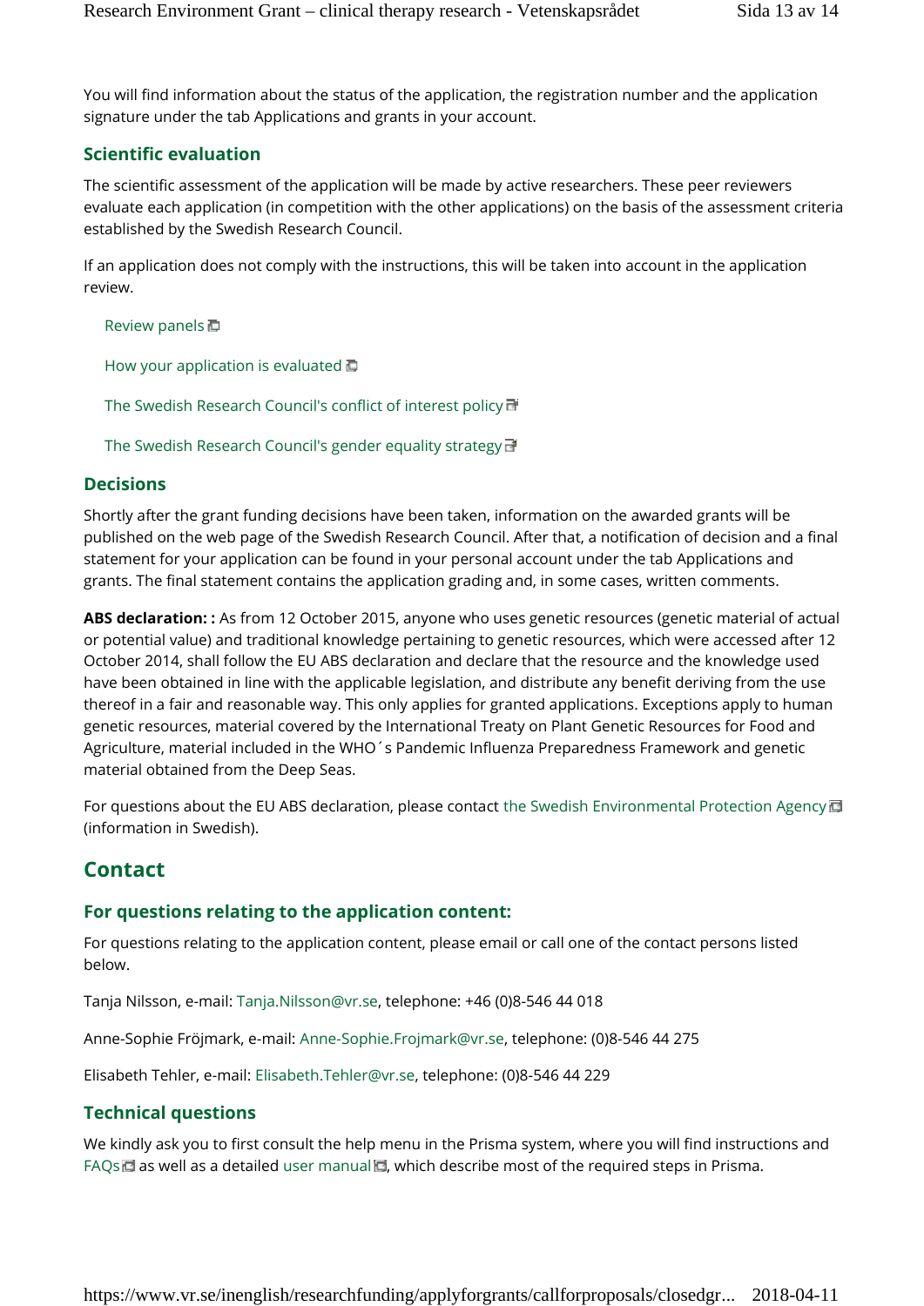You will find information about the status of the application, the registration number and the application signature under the tab Applications and grants in your account.

### Scientific evaluation

The scientific assessment of the application will be made by active researchers. These peer reviewers evaluate each application (in competition with the other applications) on the basis of the assessment criteria established by the Swedish Research Council.

If an application does not comply with the instructions, this will be taken into account in the application review.

Review panels

How your application is evaluated

The Swedish Research Council's conflict of interest policy

The Swedish Research Council's gender equality strategy

### Decisions

Shortly after the grant funding decisions have been taken, information on the awarded grants will be published on the web page of the Swedish Research Council. After that, a notification of decision and a final statement for your application can be found in your personal account under the tab Applications and grants. The final statement contains the application grading and, in some cases, written comments.

**ABS declaration: :** As from 12 October 2015, anyone who uses genetic resources (genetic material of actual or potential value) and traditional knowledge pertaining to genetic resources, which were accessed after 12 October 2014, shall follow the EU ABS declaration and declare that the resource and the knowledge used have been obtained in line with the applicable legislation, and distribute any benefit deriving from the use thereof in a fair and reasonable way. This only applies for granted applications. Exceptions apply to human genetic resources, material covered by the International Treaty on Plant Genetic Resources for Food and Agriculture, material included in the WHO´s Pandemic Influenza Preparedness Framework and genetic material obtained from the Deep Seas.

For questions about the EU ABS declaration, please contact the Swedish Environmental Protection Agency (information in Swedish).

## Contact

### For questions relating to the application content:

For questions relating to the application content, please email or call one of the contact persons listed below.

Tanja Nilsson, e-mail: Tanja.Nilsson@vr.se, telephone: +46 (0)8-546 44 018

Anne-Sophie Fröjmark, e-mail: Anne-Sophie.Frojmark@vr.se, telephone: (0)8-546 44 275

Elisabeth Tehler, e-mail: Elisabeth.Tehler@vr.se, telephone: (0)8-546 44 229

### Technical questions

We kindly ask you to first consult the help menu in the Prisma system, where you will find instructions and FAQs as well as a detailed user manual, which describe most of the required steps in Prisma.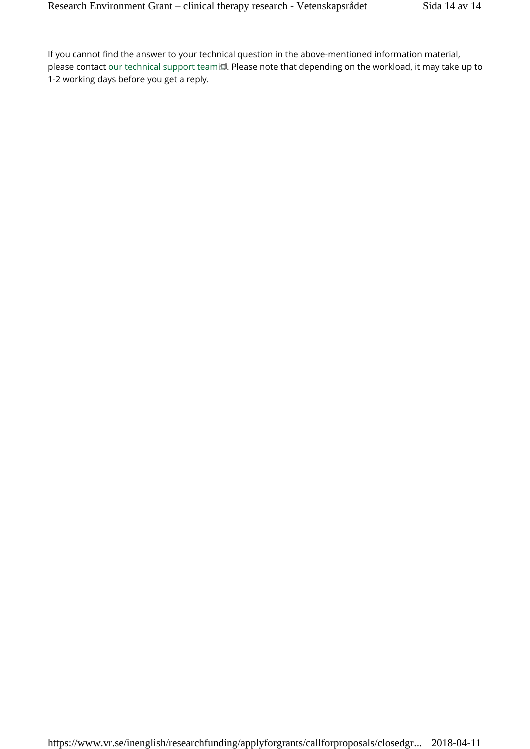If you cannot find the answer to your technical question in the above-mentioned information material, please contact our technical support team. Please note that depending on the workload, it may take up to 1-2 working days before you get a reply.